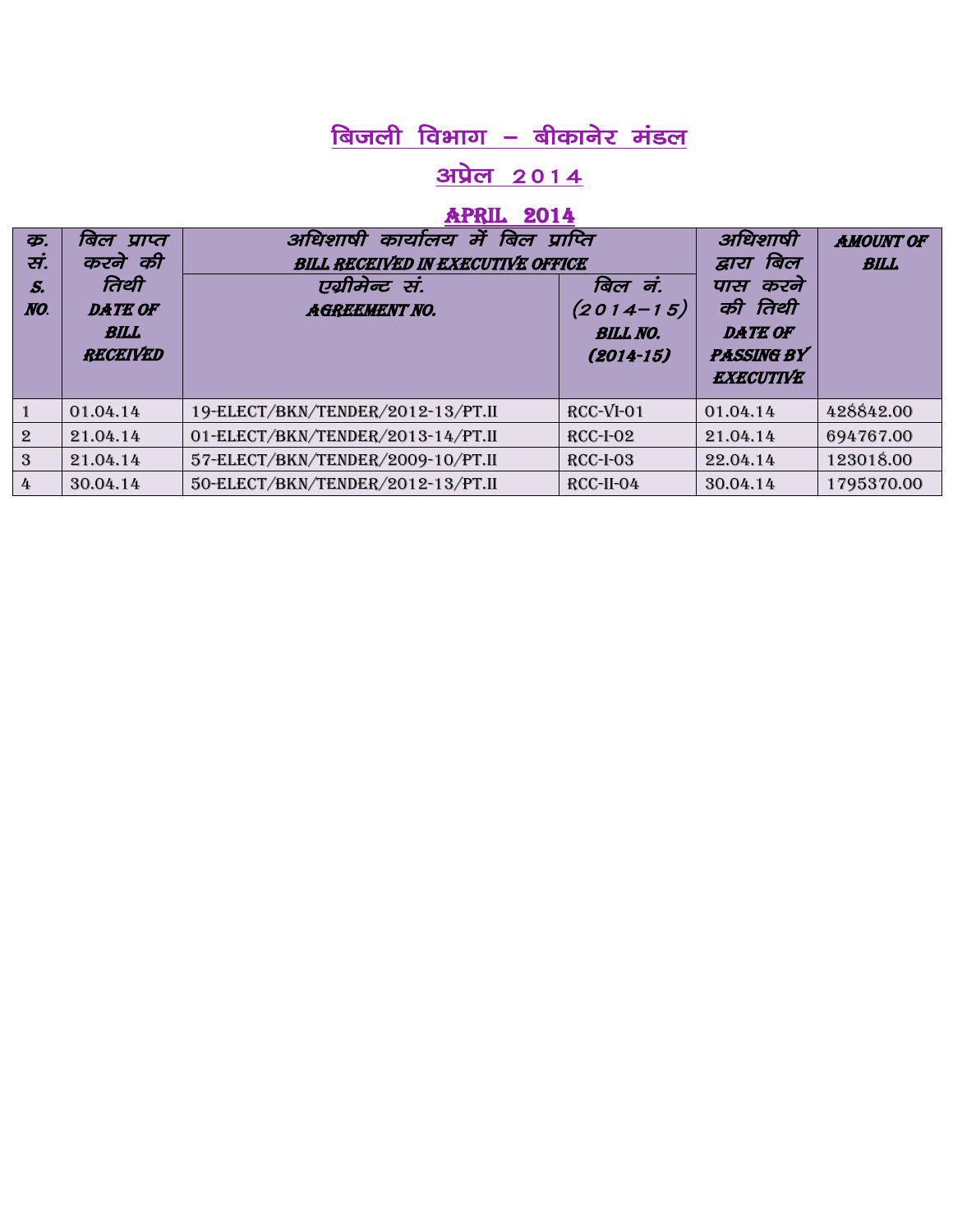# बिजली विभाग – बीकानेर मंडल

## अप्रेल 2014

## APRIL 2014

| क. सं. S. NO. | बिल प्राप्त करने की तिथी DATE OF BILL RECEIVED | अधिशाषी कार्यालय में बिल प्राप्ति BILL RECEIVED IN EXECUTIVE OFFICE | | अधिशाषी द्वारा बिल पास करने की तिथी DATE OF PASSING BY EXECUTIVE | AMOUNT OF BILL |
|---|---|---|---|---|---|
| | | एग्रीमेन्ट सं. AGREEMENT NO. | बिल नं. (2014–15) BILL NO. (2014-15) | | |
| 1 | 01.04.14 | 19-ELECT/BKN/TENDER/2012-13/PT.II | RCC-VI-01 | 01.04.14 | 428842.00 |
| 2 | 21.04.14 | 01-ELECT/BKN/TENDER/2013-14/PT.II | RCC-I-02 | 21.04.14 | 694767.00 |
| 3 | 21.04.14 | 57-ELECT/BKN/TENDER/2009-10/PT.II | RCC-I-03 | 22.04.14 | 123018.00 |
| 4 | 30.04.14 | 50-ELECT/BKN/TENDER/2012-13/PT.II | RCC-II-04 | 30.04.14 | 1795370.00 |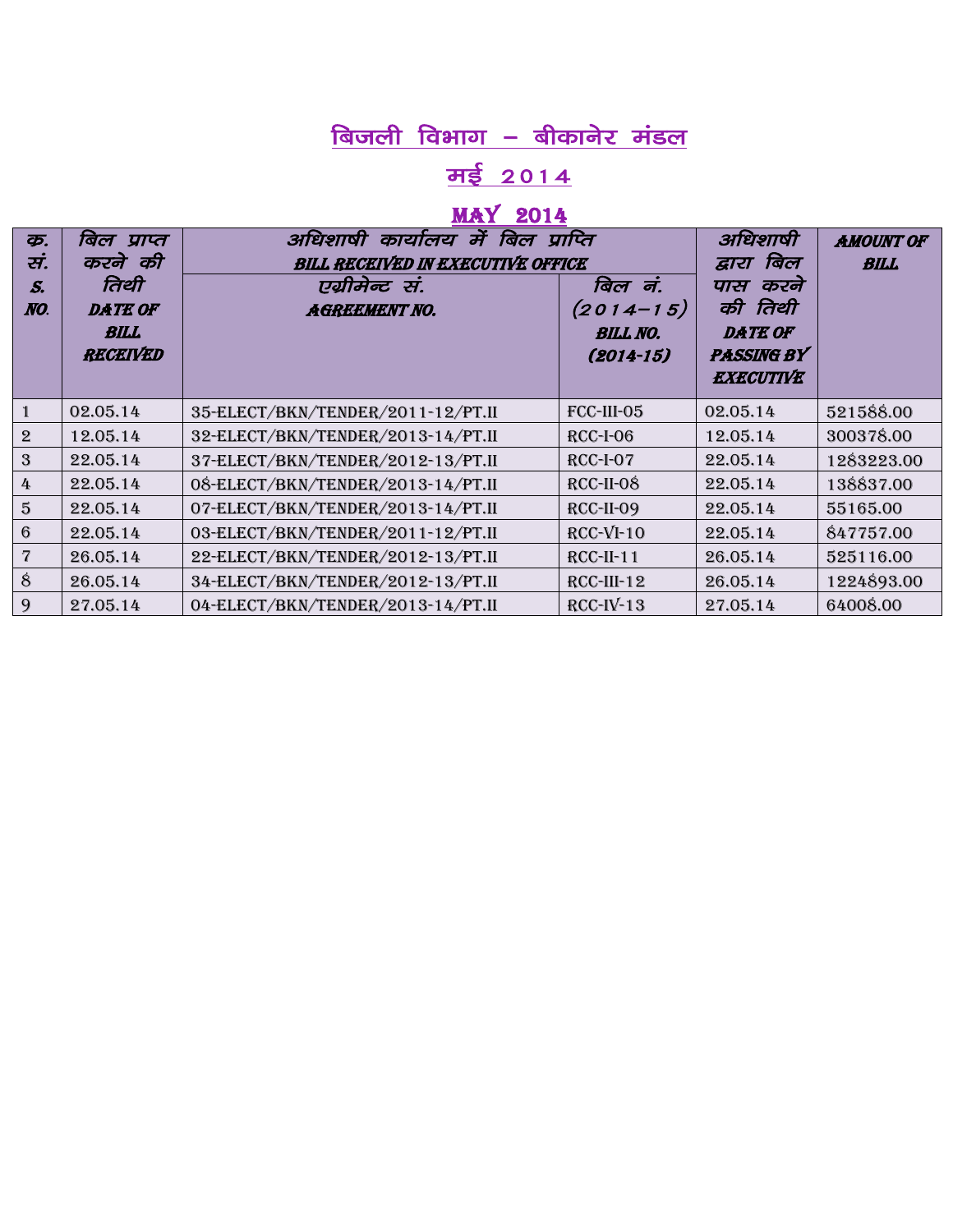# बिजली विभाग – बीकानेर मंडल

## मई 2014

## MAY 2014

| क. सं. S. NO. | बिल प्राप्त करने की तिथी DATE OF BILL RECEIVED | अधिशाषी कार्यालय में बिल प्राप्ति BILL RECEIVED IN EXECUTIVE OFFICE | | अधिशाषी द्वारा बिल पास करने की तिथी DATE OF PASSING BY EXECUTIVE | AMOUNT OF BILL |
|---|---|---|---|---|---|
| | | एग्रीमेन्ट सं. AGREEMENT NO. | बिल नं. (2014–15) BILL NO. (2014-15) | | |
| 1 | 02.05.14 | 35-ELECT/BKN/TENDER/2011-12/PT.II | FCC-III-05 | 02.05.14 | 521588.00 |
| 2 | 12.05.14 | 32-ELECT/BKN/TENDER/2013-14/PT.II | RCC-I-06 | 12.05.14 | 300378.00 |
| 3 | 22.05.14 | 37-ELECT/BKN/TENDER/2012-13/PT.II | RCC-I-07 | 22.05.14 | 1283223.00 |
| 4 | 22.05.14 | 08-ELECT/BKN/TENDER/2013-14/PT.II | RCC-II-08 | 22.05.14 | 138837.00 |
| 5 | 22.05.14 | 07-ELECT/BKN/TENDER/2013-14/PT.II | RCC-II-09 | 22.05.14 | 55165.00 |
| 6 | 22.05.14 | 03-ELECT/BKN/TENDER/2011-12/PT.II | RCC-VI-10 | 22.05.14 | 847757.00 |
| 7 | 26.05.14 | 22-ELECT/BKN/TENDER/2012-13/PT.II | RCC-II-11 | 26.05.14 | 525116.00 |
| 8 | 26.05.14 | 34-ELECT/BKN/TENDER/2012-13/PT.II | RCC-III-12 | 26.05.14 | 1224893.00 |
| 9 | 27.05.14 | 04-ELECT/BKN/TENDER/2013-14/PT.II | RCC-IV-13 | 27.05.14 | 64008.00 |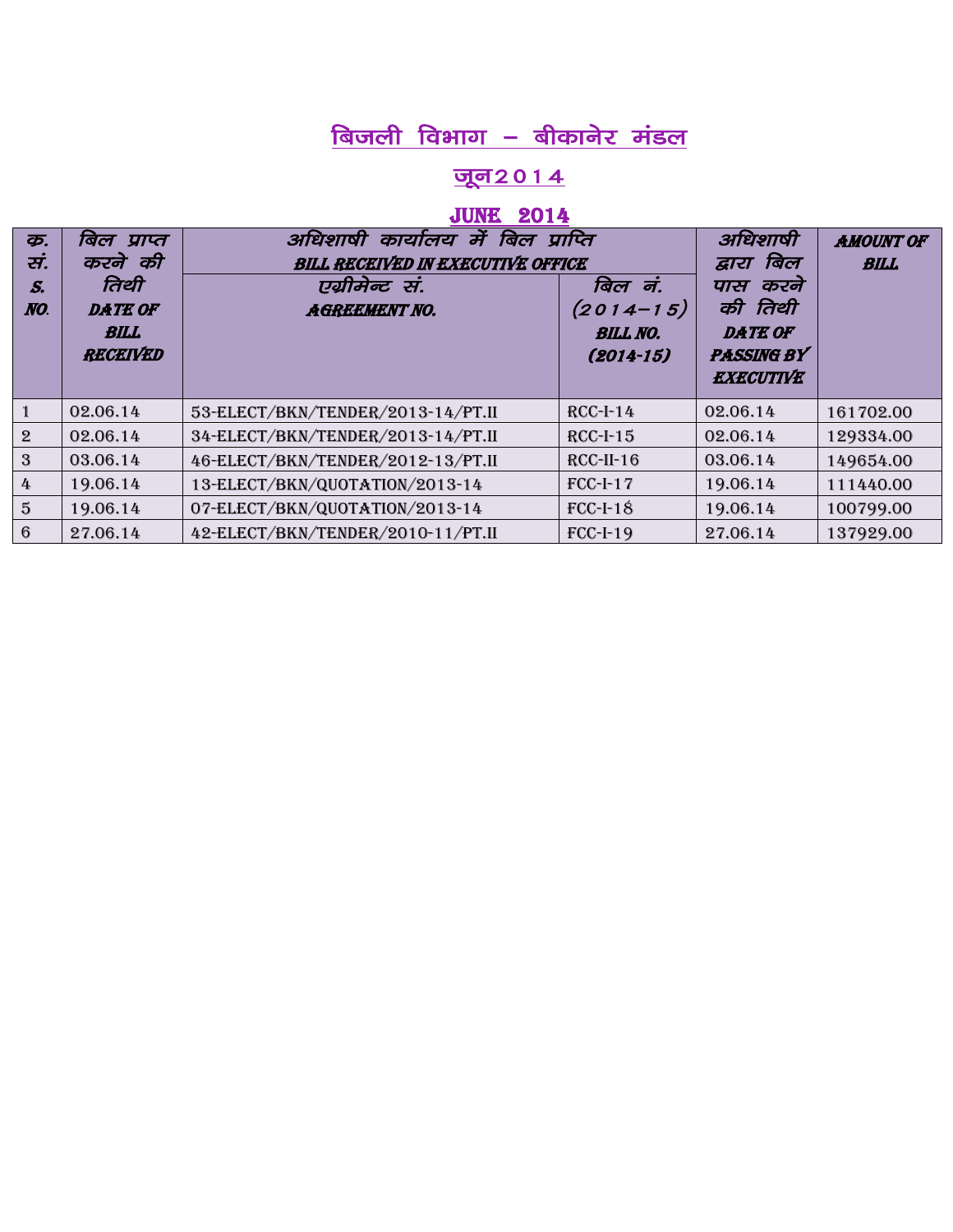# बिजली विभाग – बीकानेर मंडल

## जून 2014

## JUNE 2014

| क. सं. S. NO. | बिल प्राप्त करने की तिथी DATE OF BILL RECEIVED | अधिशाषी कार्यालय में बिल प्राप्ति BILL RECEIVED IN EXECUTIVE OFFICE | | अधिशाषी द्वारा बिल पास करने की तिथी DATE OF PASSING BY EXECUTIVE | AMOUNT OF BILL |
|---|---|---|---|---|---|
| | | एग्रीमेन्ट सं. AGREEMENT NO. | बिल नं. (2014–15) BILL NO. (2014-15) | | |
| 1 | 02.06.14 | 53-ELECT/BKN/TENDER/2013-14/PT.II | RCC-I-14 | 02.06.14 | 161702.00 |
| 2 | 02.06.14 | 34-ELECT/BKN/TENDER/2013-14/PT.II | RCC-I-15 | 02.06.14 | 129334.00 |
| 3 | 03.06.14 | 46-ELECT/BKN/TENDER/2012-13/PT.II | RCC-II-16 | 03.06.14 | 149654.00 |
| 4 | 19.06.14 | 13-ELECT/BKN/QUOTATION/2013-14 | FCC-I-17 | 19.06.14 | 111440.00 |
| 5 | 19.06.14 | 07-ELECT/BKN/QUOTATION/2013-14 | FCC-I-18 | 19.06.14 | 100799.00 |
| 6 | 27.06.14 | 42-ELECT/BKN/TENDER/2010-11/PT.II | FCC-I-19 | 27.06.14 | 137929.00 |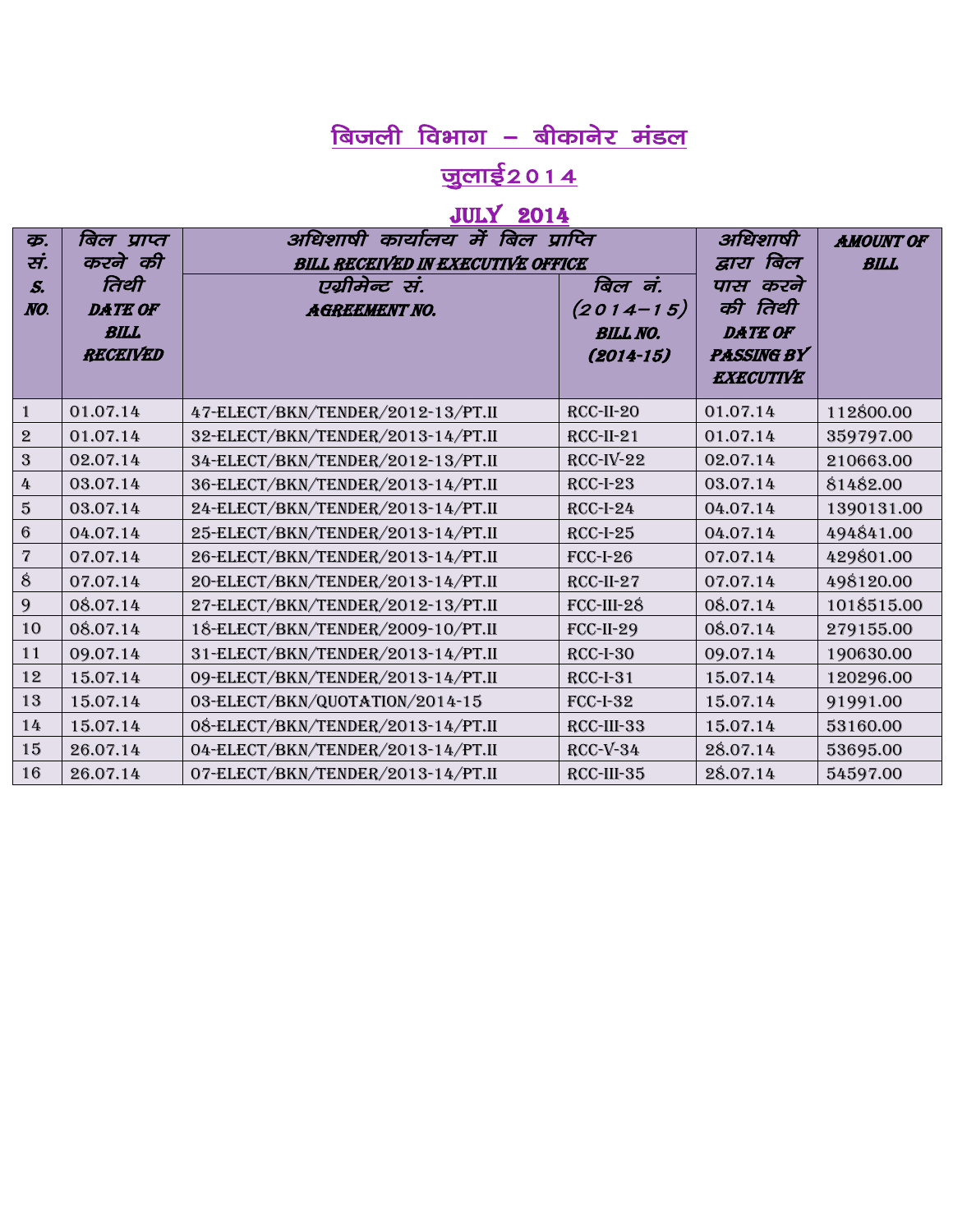# बिजली विभाग – बीकानेर मंडल

## जुलाई2014

## JULY 2014

| क. सं. S. NO. | बिल प्राप्त करने की तिथी DATE OF BILL RECEIVED | अधिशाषी कार्यालय में बिल प्राप्ति BILL RECEIVED IN EXECUTIVE OFFICE | | अधिशाषी द्वारा बिल पास करने की तिथी DATE OF PASSING BY EXECUTIVE | AMOUNT OF BILL |
|---|---|---|---|---|---|
| | | एग्रीमेन्ट सं. AGREEMENT NO. | बिल नं. (2014–15) BILL NO. (2014-15) | | |
| 1 | 01.07.14 | 47-ELECT/BKN/TENDER/2012-13/PT.II | RCC-II-20 | 01.07.14 | 112800.00 |
| 2 | 01.07.14 | 32-ELECT/BKN/TENDER/2013-14/PT.II | RCC-II-21 | 01.07.14 | 359797.00 |
| 3 | 02.07.14 | 34-ELECT/BKN/TENDER/2012-13/PT.II | RCC-IV-22 | 02.07.14 | 210663.00 |
| 4 | 03.07.14 | 36-ELECT/BKN/TENDER/2013-14/PT.II | RCC-I-23 | 03.07.14 | 81482.00 |
| 5 | 03.07.14 | 24-ELECT/BKN/TENDER/2013-14/PT.II | RCC-I-24 | 04.07.14 | 1390131.00 |
| 6 | 04.07.14 | 25-ELECT/BKN/TENDER/2013-14/PT.II | RCC-I-25 | 04.07.14 | 494841.00 |
| 7 | 07.07.14 | 26-ELECT/BKN/TENDER/2013-14/PT.II | FCC-I-26 | 07.07.14 | 429801.00 |
| 8 | 07.07.14 | 20-ELECT/BKN/TENDER/2013-14/PT.II | RCC-II-27 | 07.07.14 | 498120.00 |
| 9 | 08.07.14 | 27-ELECT/BKN/TENDER/2012-13/PT.II | FCC-III-28 | 08.07.14 | 1018515.00 |
| 10 | 08.07.14 | 18-ELECT/BKN/TENDER/2009-10/PT.II | FCC-II-29 | 08.07.14 | 279155.00 |
| 11 | 09.07.14 | 31-ELECT/BKN/TENDER/2013-14/PT.II | RCC-I-30 | 09.07.14 | 190630.00 |
| 12 | 15.07.14 | 09-ELECT/BKN/TENDER/2013-14/PT.II | RCC-I-31 | 15.07.14 | 120296.00 |
| 13 | 15.07.14 | 03-ELECT/BKN/QUOTATION/2014-15 | FCC-I-32 | 15.07.14 | 91991.00 |
| 14 | 15.07.14 | 08-ELECT/BKN/TENDER/2013-14/PT.II | RCC-III-33 | 15.07.14 | 53160.00 |
| 15 | 26.07.14 | 04-ELECT/BKN/TENDER/2013-14/PT.II | RCC-V-34 | 28.07.14 | 53695.00 |
| 16 | 26.07.14 | 07-ELECT/BKN/TENDER/2013-14/PT.II | RCC-III-35 | 28.07.14 | 54597.00 |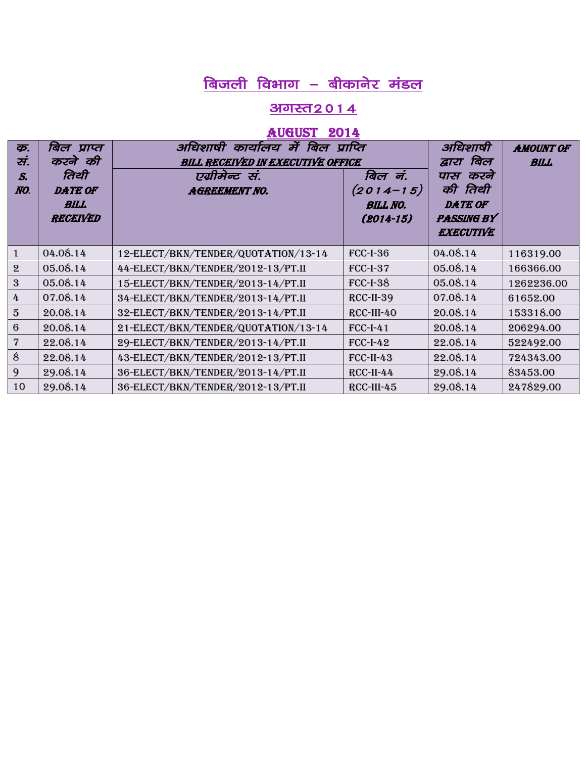# बिजली विभाग – बीकानेर मंडल

## अगस्त 2 0 1 4

## AUGUST 2014

| क. सं. S. NO. | बिल प्राप्त करने की तिथी DATE OF BILL RECEIVED | अधिशाषी कार्यालय में बिल प्राप्ति BILL RECEIVED IN EXECUTIVE OFFICE | | अधिशाषी द्वारा बिल पास करने की तिथी DATE OF PASSING BY EXECUTIVE | AMOUNT OF BILL |
|---|---|---|---|---|---|
| | | एग्रीमेन्ट सं. AGREEMENT NO. | बिल नं. (2 0 1 4–1 5) BILL NO. (2014-15) | | |
| 1 | 04.08.14 | 12-ELECT/BKN/TENDER/QUOTATION/13-14 | FCC-I-36 | 04.08.14 | 116319.00 |
| 2 | 05.08.14 | 44-ELECT/BKN/TENDER/2012-13/PT.II | FCC-I-37 | 05.08.14 | 166366.00 |
| 3 | 05.08.14 | 15-ELECT/BKN/TENDER/2013-14/PT.II | FCC-I-38 | 05.08.14 | 1262236.00 |
| 4 | 07.08.14 | 34-ELECT/BKN/TENDER/2013-14/PT.II | RCC-II-39 | 07.08.14 | 61652.00 |
| 5 | 20.08.14 | 32-ELECT/BKN/TENDER/2013-14/PT.II | RCC-III-40 | 20.08.14 | 153318.00 |
| 6 | 20.08.14 | 21-ELECT/BKN/TENDER/QUOTATION/13-14 | FCC-I-41 | 20.08.14 | 206294.00 |
| 7 | 22.08.14 | 29-ELECT/BKN/TENDER/2013-14/PT.II | FCC-I-42 | 22.08.14 | 522492.00 |
| 8 | 22.08.14 | 43-ELECT/BKN/TENDER/2012-13/PT.II | FCC-II-43 | 22.08.14 | 724343.00 |
| 9 | 29.08.14 | 36-ELECT/BKN/TENDER/2013-14/PT.II | RCC-II-44 | 29.08.14 | 83453.00 |
| 10 | 29.08.14 | 36-ELECT/BKN/TENDER/2012-13/PT.II | RCC-III-45 | 29.08.14 | 247829.00 |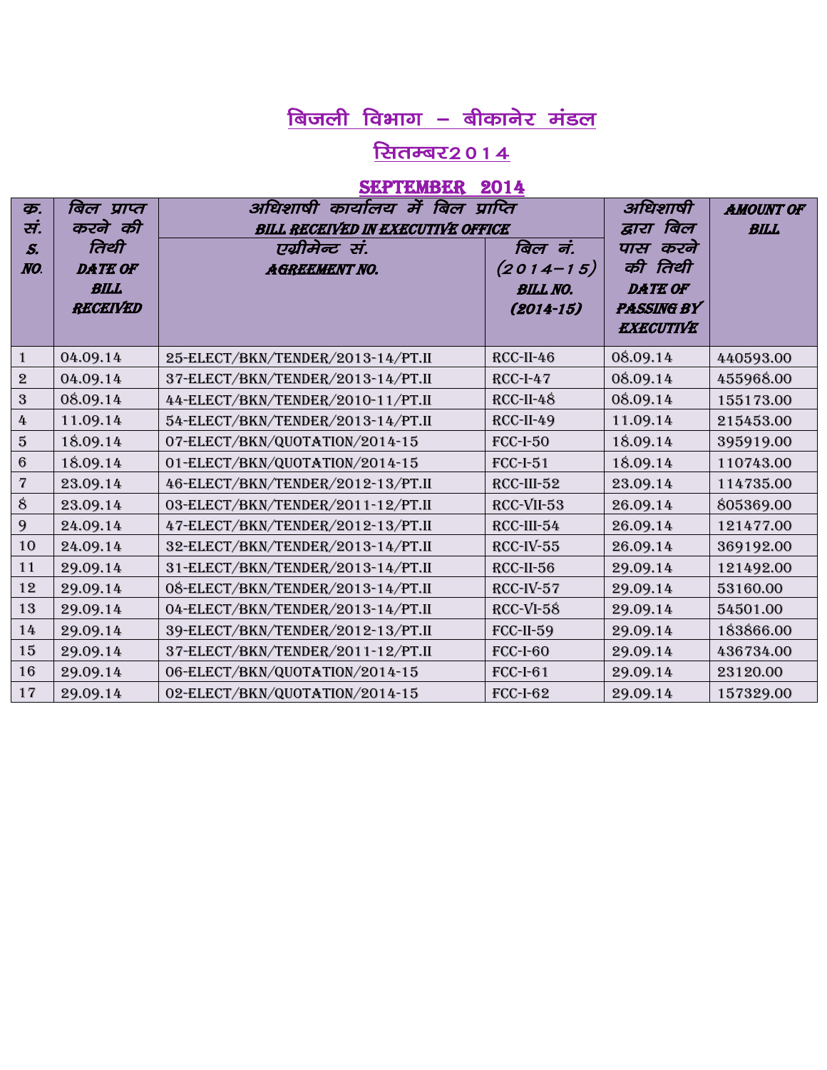# बिजली विभाग – बीकानेर मंडल

## सितम्बर2014

## SEPTEMBER 2014

| क्र. सं. S. NO. | बिल प्राप्त करने की तिथी DATE OF BILL RECEIVED | अधिशाषी कार्यालय में बिल प्राप्ति BILL RECEIVED IN EXECUTIVE OFFICE | | अधिशाषी द्वारा बिल पास करने की तिथी DATE OF PASSING BY EXECUTIVE | AMOUNT OF BILL |
|---|---|---|---|---|---|
| | | एग्रीमेन्ट सं. AGREEMENT NO. | बिल नं. (2014–15) BILL NO. (2014-15) | | |
| 1 | 04.09.14 | 25-ELECT/BKN/TENDER/2013-14/PT.II | RCC-II-46 | 08.09.14 | 440593.00 |
| 2 | 04.09.14 | 37-ELECT/BKN/TENDER/2013-14/PT.II | RCC-I-47 | 08.09.14 | 455968.00 |
| 3 | 08.09.14 | 44-ELECT/BKN/TENDER/2010-11/PT.II | RCC-II-48 | 08.09.14 | 155173.00 |
| 4 | 11.09.14 | 54-ELECT/BKN/TENDER/2013-14/PT.II | RCC-II-49 | 11.09.14 | 215453.00 |
| 5 | 18.09.14 | 07-ELECT/BKN/QUOTATION/2014-15 | FCC-I-50 | 18.09.14 | 395919.00 |
| 6 | 18.09.14 | 01-ELECT/BKN/QUOTATION/2014-15 | FCC-I-51 | 18.09.14 | 110743.00 |
| 7 | 23.09.14 | 46-ELECT/BKN/TENDER/2012-13/PT.II | RCC-III-52 | 23.09.14 | 114735.00 |
| 8 | 23.09.14 | 03-ELECT/BKN/TENDER/2011-12/PT.II | RCC-VII-53 | 26.09.14 | 805369.00 |
| 9 | 24.09.14 | 47-ELECT/BKN/TENDER/2012-13/PT.II | RCC-III-54 | 26.09.14 | 121477.00 |
| 10 | 24.09.14 | 32-ELECT/BKN/TENDER/2013-14/PT.II | RCC-IV-55 | 26.09.14 | 369192.00 |
| 11 | 29.09.14 | 31-ELECT/BKN/TENDER/2013-14/PT.II | RCC-II-56 | 29.09.14 | 121492.00 |
| 12 | 29.09.14 | 08-ELECT/BKN/TENDER/2013-14/PT.II | RCC-IV-57 | 29.09.14 | 53160.00 |
| 13 | 29.09.14 | 04-ELECT/BKN/TENDER/2013-14/PT.II | RCC-VI-58 | 29.09.14 | 54501.00 |
| 14 | 29.09.14 | 39-ELECT/BKN/TENDER/2012-13/PT.II | FCC-II-59 | 29.09.14 | 183866.00 |
| 15 | 29.09.14 | 37-ELECT/BKN/TENDER/2011-12/PT.II | FCC-I-60 | 29.09.14 | 436734.00 |
| 16 | 29.09.14 | 06-ELECT/BKN/QUOTATION/2014-15 | FCC-I-61 | 29.09.14 | 23120.00 |
| 17 | 29.09.14 | 02-ELECT/BKN/QUOTATION/2014-15 | FCC-I-62 | 29.09.14 | 157329.00 |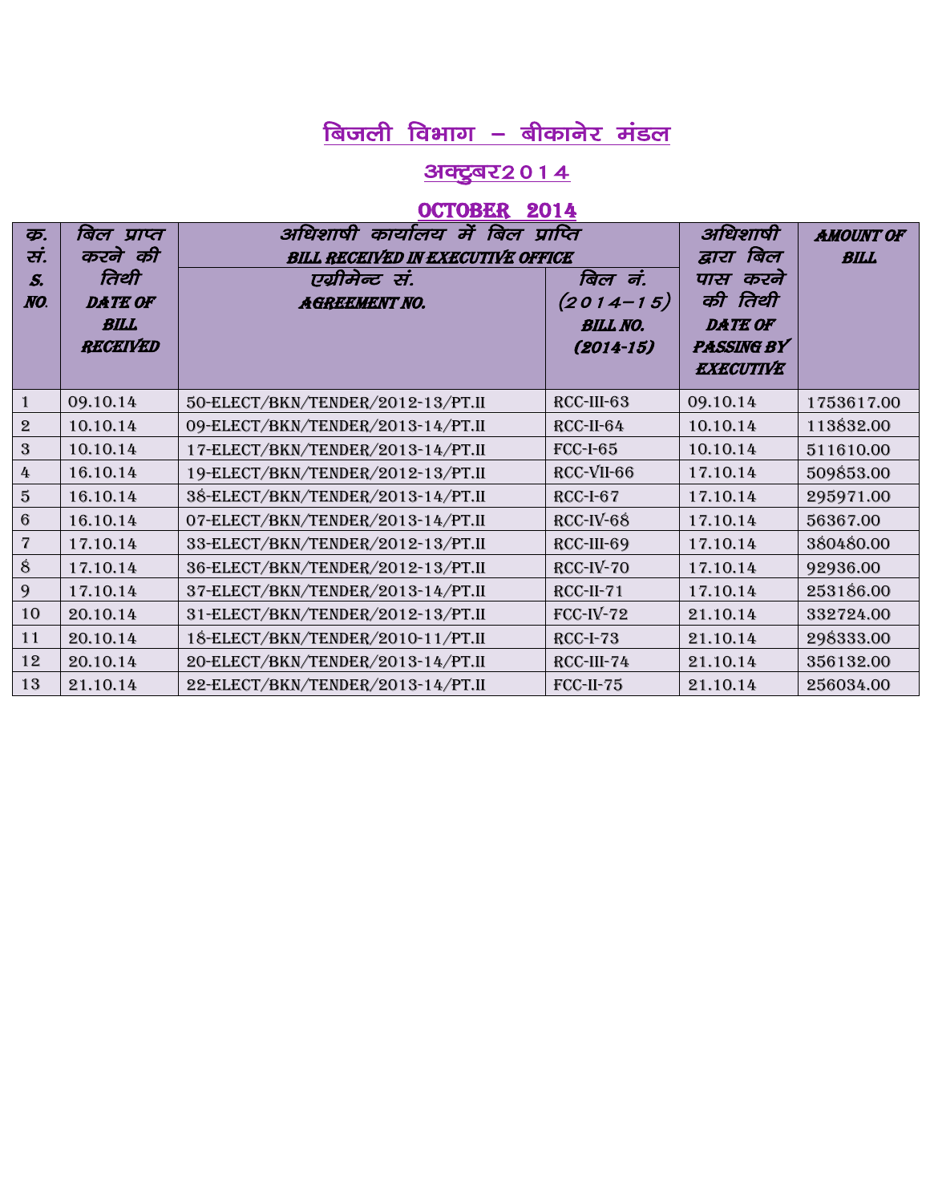# बिजली विभाग – बीकानेर मंडल

## अक्टुबर 2 0 1 4

## OCTOBER 2014

| क. सं. S. NO. | बिल प्राप्त करने की तिथी DATE OF BILL RECEIVED | अधिशाषी कार्यालय में बिल प्राप्ति BILL RECEIVED IN EXECUTIVE OFFICE | | अधिशाषी द्वारा बिल पास करने की तिथी DATE OF PASSING BY EXECUTIVE | AMOUNT OF BILL |
|---|---|---|---|---|---|
| | | एग्रीमेन्ट सं. AGREEMENT NO. | बिल नं. (2 0 1 4 – 1 5) BILL NO. (2014-15) | | |
| 1 | 09.10.14 | 50-ELECT/BKN/TENDER/2012-13/PT.II | RCC-III-63 | 09.10.14 | 1753617.00 |
| 2 | 10.10.14 | 09-ELECT/BKN/TENDER/2013-14/PT.II | RCC-II-64 | 10.10.14 | 113832.00 |
| 3 | 10.10.14 | 17-ELECT/BKN/TENDER/2013-14/PT.II | FCC-I-65 | 10.10.14 | 511610.00 |
| 4 | 16.10.14 | 19-ELECT/BKN/TENDER/2012-13/PT.II | RCC-VII-66 | 17.10.14 | 509853.00 |
| 5 | 16.10.14 | 38-ELECT/BKN/TENDER/2013-14/PT.II | RCC-I-67 | 17.10.14 | 295971.00 |
| 6 | 16.10.14 | 07-ELECT/BKN/TENDER/2013-14/PT.II | RCC-IV-68 | 17.10.14 | 56367.00 |
| 7 | 17.10.14 | 33-ELECT/BKN/TENDER/2012-13/PT.II | RCC-III-69 | 17.10.14 | 380480.00 |
| 8 | 17.10.14 | 36-ELECT/BKN/TENDER/2012-13/PT.II | RCC-IV-70 | 17.10.14 | 92936.00 |
| 9 | 17.10.14 | 37-ELECT/BKN/TENDER/2013-14/PT.II | RCC-II-71 | 17.10.14 | 253186.00 |
| 10 | 20.10.14 | 31-ELECT/BKN/TENDER/2012-13/PT.II | FCC-IV-72 | 21.10.14 | 332724.00 |
| 11 | 20.10.14 | 18-ELECT/BKN/TENDER/2010-11/PT.II | RCC-I-73 | 21.10.14 | 298333.00 |
| 12 | 20.10.14 | 20-ELECT/BKN/TENDER/2013-14/PT.II | RCC-III-74 | 21.10.14 | 356132.00 |
| 13 | 21.10.14 | 22-ELECT/BKN/TENDER/2013-14/PT.II | FCC-II-75 | 21.10.14 | 256034.00 |